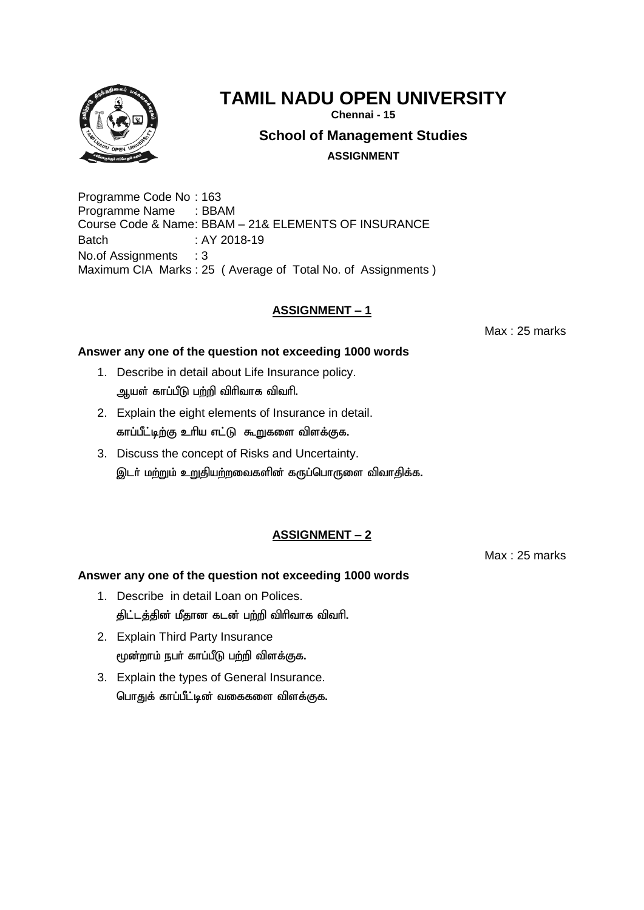# TAMIL NADU OPEN UNIVERSITY

**Chennai - 15**

## School of Management Studies

**ASSIGNMENT**

Programme Code No : 163
Programme Name : BBAM
Course Code & Name: BBAM – 21& ELEMENTS OF INSURANCE
Batch : AY 2018-19
No.of Assignments : 3
Maximum CIA Marks : 25 ( Average of Total No. of Assignments )

### ASSIGNMENT – 1

Max : 25 marks

**Answer any one of the question not exceeding 1000 words**

1. Describe in detail about Life Insurance policy.
   ஆயள் காப்பீடு பற்றி விரிவாக விவரி.
2. Explain the eight elements of Insurance in detail.
   காப்பீட்டிற்கு உரிய எட்டு கூறுகளை விளக்குக.
3. Discuss the concept of Risks and Uncertainty.
   இடர் மற்றும் உறுதியற்றவைகளின் கருப்பொருளை விவாதிக்க.

### ASSIGNMENT – 2

Max : 25 marks

**Answer any one of the question not exceeding 1000 words**

1. Describe in detail Loan on Polices.
   திட்டத்தின் மீதான கடன் பற்றி விரிவாக விவரி.
2. Explain Third Party Insurance
   மூன்றாம் நபர் காப்பீடு பற்றி விளக்குக.
3. Explain the types of General Insurance.
   பொதுக் காப்பீட்டின் வகைகளை விளக்குக.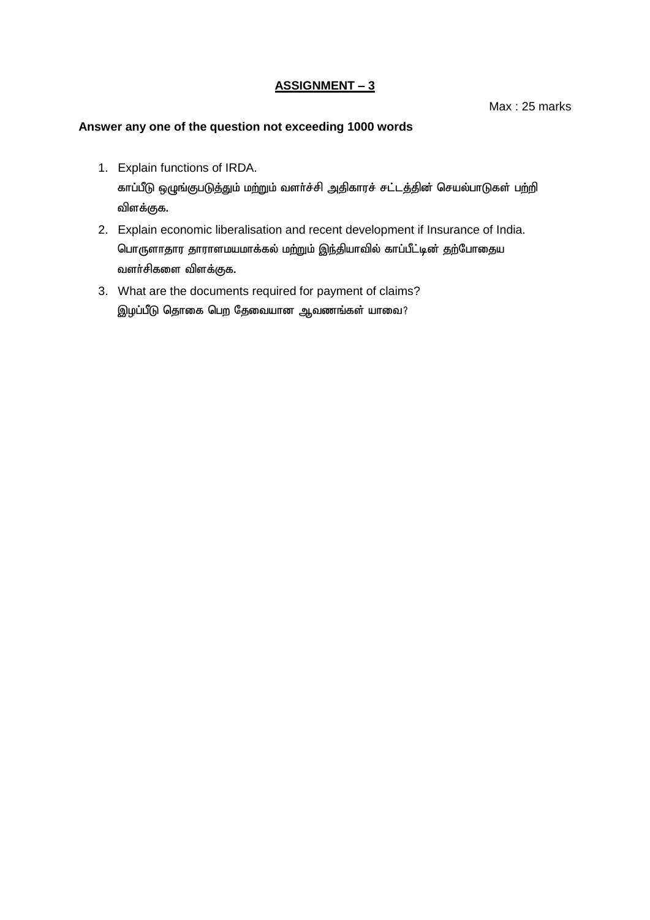## ASSIGNMENT – 3

Max : 25 marks

**Answer any one of the question not exceeding 1000 words**

1. Explain functions of IRDA.
   காப்பீடு ஒழுங்குபடுத்தும் மற்றும் வளர்ச்சி அதிகாரச் சட்டத்தின் செயல்பாடுகள் பற்றி விளக்குக.
2. Explain economic liberalisation and recent development if Insurance of India.
   பொருளாதார தாராளமயமாக்கல் மற்றும் இந்தியாவில் காப்பீட்டின் தற்போதைய வளர்சிகளை விளக்குக.
3. What are the documents required for payment of claims?
   இழப்பீடு தொகை பெற தேவையான ஆவணங்கள் யாவை?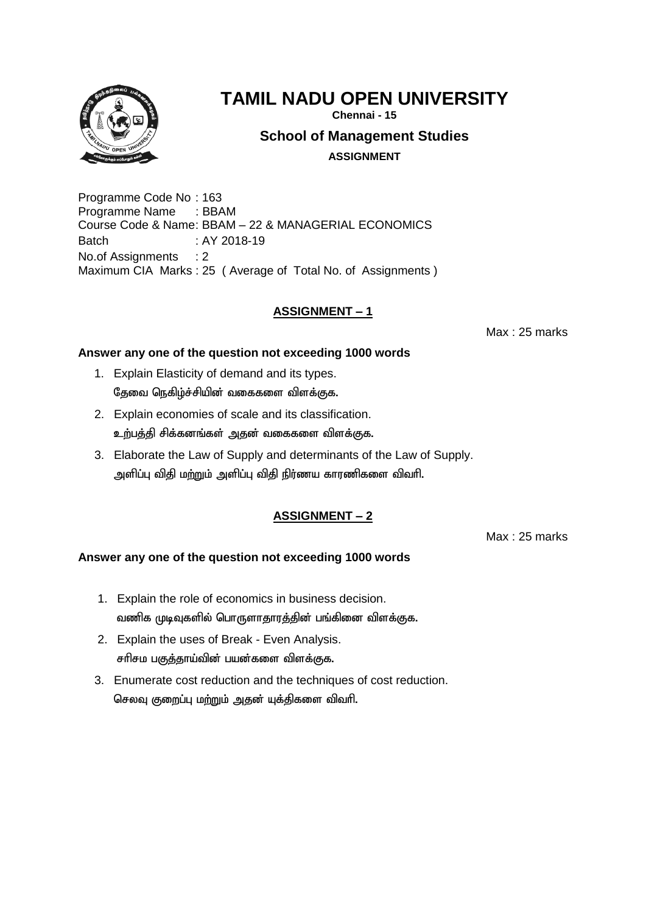# TAMIL NADU OPEN UNIVERSITY

**Chennai - 15**

## School of Management Studies

**ASSIGNMENT**

Programme Code No : 163
Programme Name : BBAM
Course Code & Name: BBAM – 22 & MANAGERIAL ECONOMICS
Batch : AY 2018-19
No.of Assignments : 2
Maximum CIA Marks : 25 ( Average of Total No. of Assignments )

## ASSIGNMENT – 1

Max : 25 marks

**Answer any one of the question not exceeding 1000 words**

1. Explain Elasticity of demand and its types.
   தேவை நெகிழ்ச்சியின் வகைகளை விளக்குக.
2. Explain economies of scale and its classification.
   உற்பத்தி சிக்கனங்கள் அதன் வகைகளை விளக்குக.
3. Elaborate the Law of Supply and determinants of the Law of Supply.
   அளிப்பு விதி மற்றும் அளிப்பு விதி நிர்ணய காரணிகளை விவரி.

## ASSIGNMENT – 2

Max : 25 marks

**Answer any one of the question not exceeding 1000 words**

1. Explain the role of economics in business decision.
   வணிக முடிவுகளில் பொருளாதாரத்தின் பங்கினை விளக்குக.
2. Explain the uses of Break - Even Analysis.
   சரிசம பகுத்தாய்வின் பயன்களை விளக்குக.
3. Enumerate cost reduction and the techniques of cost reduction.
   செலவு குறைப்பு மற்றும் அதன் யுக்திகளை விவரி.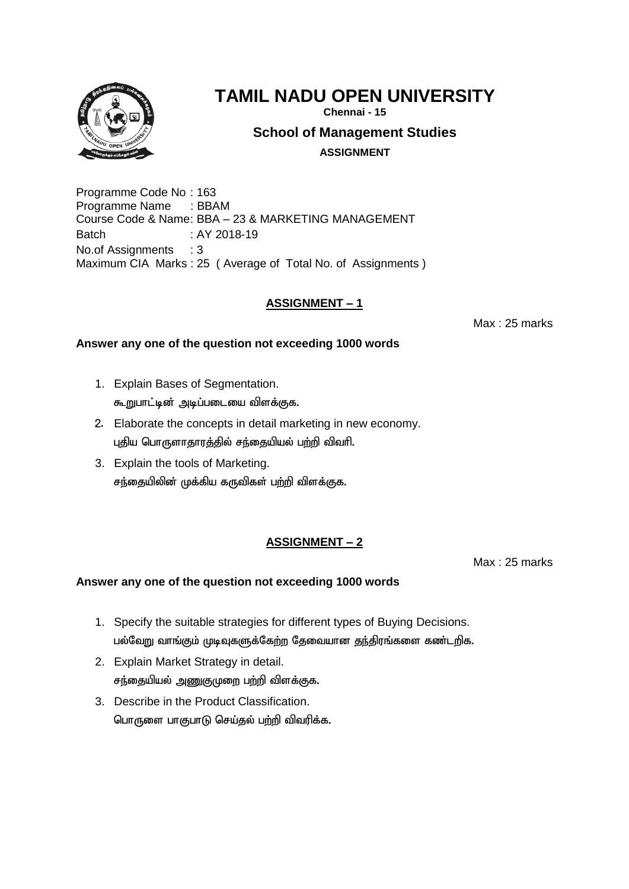# TAMIL NADU OPEN UNIVERSITY

**Chennai - 15**

## School of Management Studies

**ASSIGNMENT**

Programme Code No : 163
Programme Name : BBAM
Course Code & Name: BBA – 23 & MARKETING MANAGEMENT
Batch : AY 2018-19
No.of Assignments : 3
Maximum CIA Marks : 25 ( Average of Total No. of Assignments )

### ASSIGNMENT – 1

Max : 25 marks

**Answer any one of the question not exceeding 1000 words**

1. Explain Bases of Segmentation.
   கூறுபாட்டின் அடிப்படையை விளக்குக.
2. Elaborate the concepts in detail marketing in new economy.
   புதிய பொருளாதாரத்தில் சந்தையியல் பற்றி விவரி.
3. Explain the tools of Marketing.
   சந்தையிலின் முக்கிய கருவிகள் பற்றி விளக்குக.

### ASSIGNMENT – 2

Max : 25 marks

**Answer any one of the question not exceeding 1000 words**

1. Specify the suitable strategies for different types of Buying Decisions.
   பல்வேறு வாங்கும் முடிவுகளுக்கேற்ற தேவையான தந்திரங்களை கண்டறிக.
2. Explain Market Strategy in detail.
   சந்தையியல் அணுகுமுறை பற்றி விளக்குக.
3. Describe in the Product Classification.
   பொருளை பாகுபாடு செய்தல் பற்றி விவரிக்க.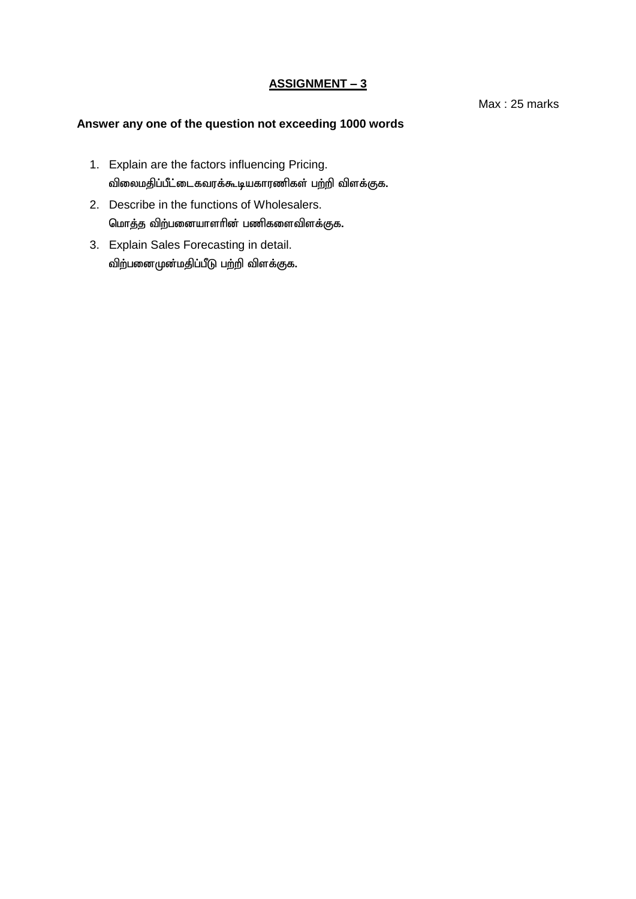# <u>ASSIGNMENT – 3</u>

Max : 25 marks

**Answer any one of the question not exceeding 1000 words**

1. Explain are the factors influencing Pricing.
   **விலைமதிப்பீட்டைகவரக்கூடியகாரணிகள் பற்றி விளக்குக.**
2. Describe in the functions of Wholesalers.
   **மொத்த விற்பனையாளரின் பணிகளைவிளக்குக.**
3. Explain Sales Forecasting in detail.
   **விற்பனைமுன்மதிப்பீடு பற்றி விளக்குக.**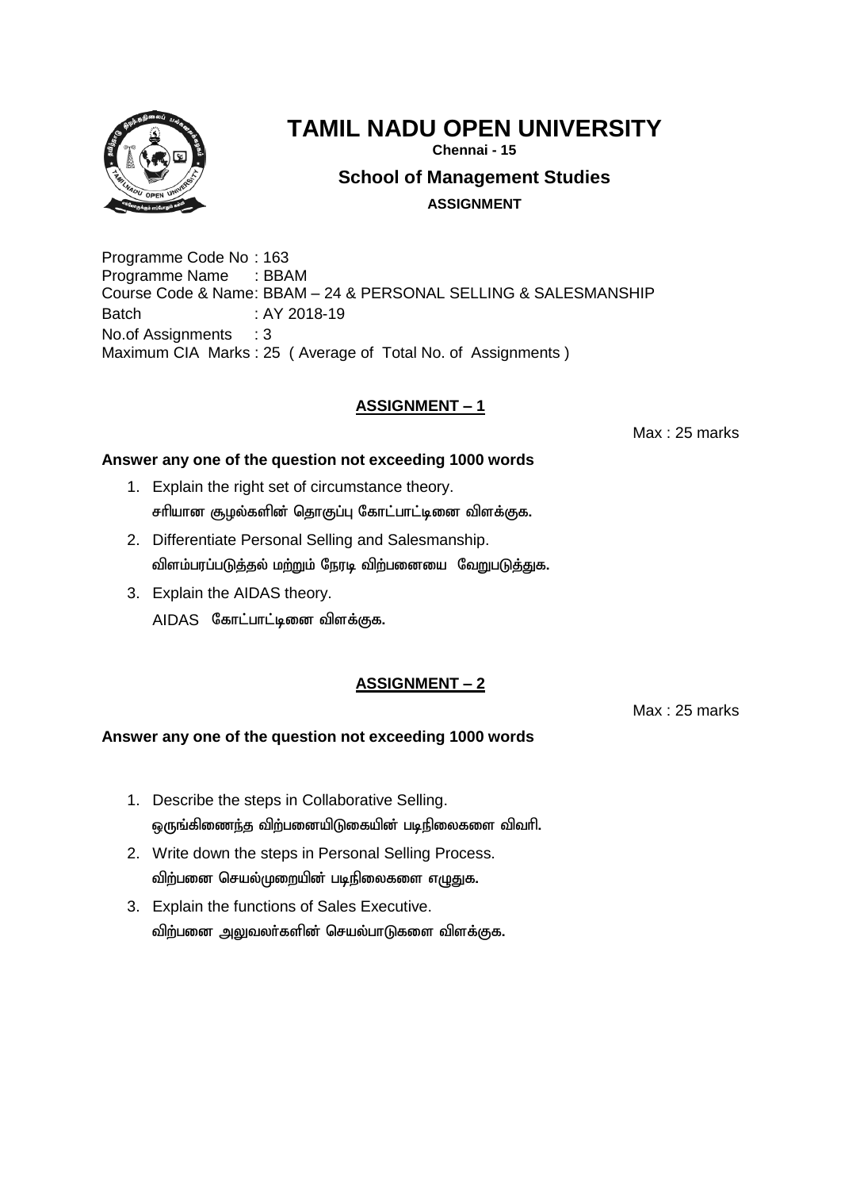# TAMIL NADU OPEN UNIVERSITY

**Chennai - 15**

## School of Management Studies

**ASSIGNMENT**

Programme Code No : 163
Programme Name : BBAM
Course Code & Name: BBAM – 24 & PERSONAL SELLING & SALESMANSHIP
Batch : AY 2018-19
No.of Assignments : 3
Maximum CIA Marks : 25 ( Average of Total No. of Assignments )

### ASSIGNMENT – 1

Max : 25 marks

**Answer any one of the question not exceeding 1000 words**

1. Explain the right set of circumstance theory.
   சரியான சூழல்களின் தொகுப்பு கோட்பாட்டினை விளக்குக.
2. Differentiate Personal Selling and Salesmanship.
   விளம்பரப்படுத்தல் மற்றும் நேரடி விற்பனையை வேறுபடுத்துக.
3. Explain the AIDAS theory.
   AIDAS கோட்பாட்டினை விளக்குக.

### ASSIGNMENT – 2

Max : 25 marks

**Answer any one of the question not exceeding 1000 words**

1. Describe the steps in Collaborative Selling.
   ஒருங்கிணைந்த விற்பனையிடுகையின் படிநிலைகளை விவரி.
2. Write down the steps in Personal Selling Process.
   விற்பனை செயல்முறையின் படிநிலைகளை எழுதுக.
3. Explain the functions of Sales Executive.
   விற்பனை அலுவலர்களின் செயல்பாடுகளை விளக்குக.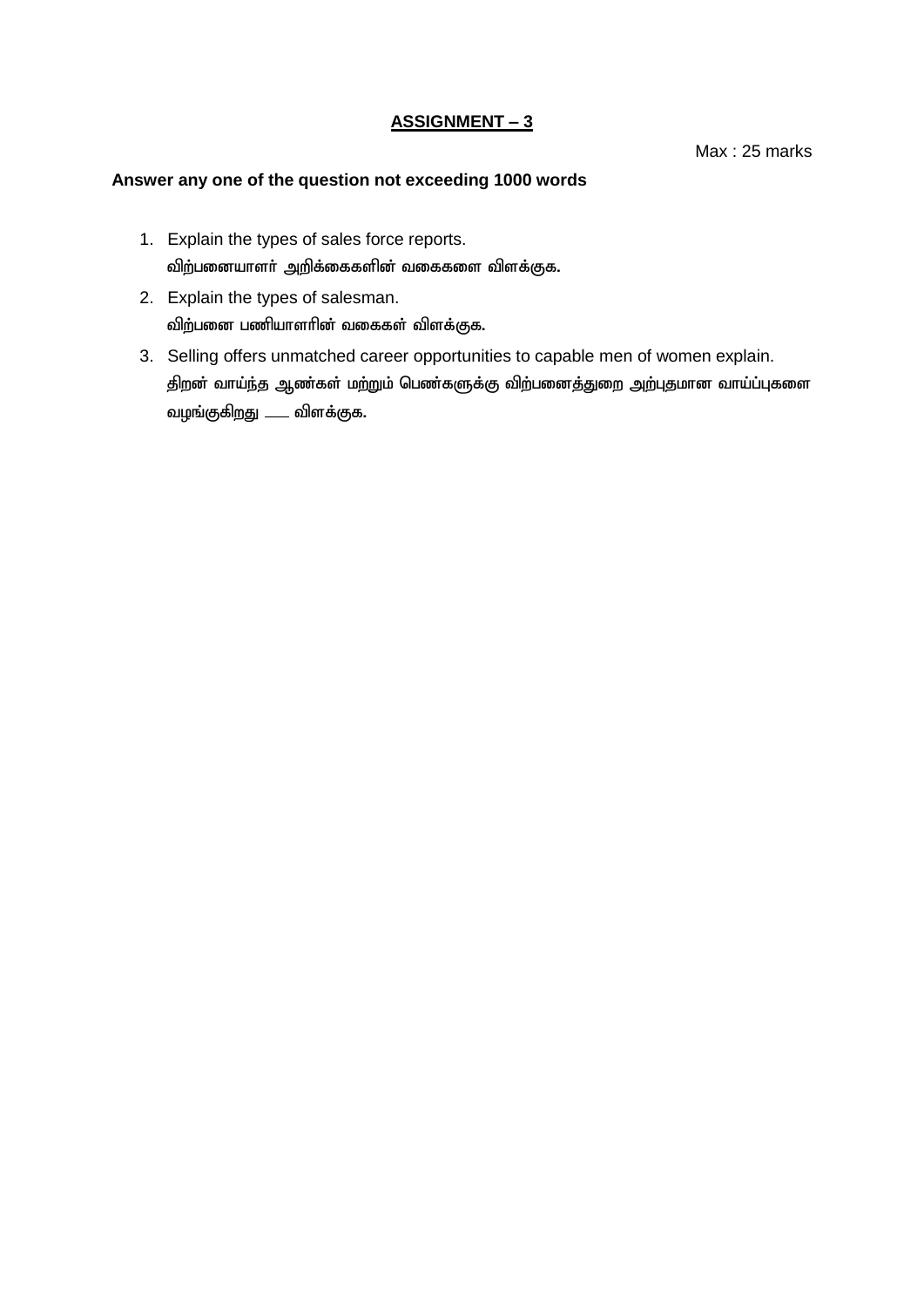# ASSIGNMENT – 3

Max : 25 marks

**Answer any one of the question not exceeding 1000 words**

1. Explain the types of sales force reports.
   விற்பனையாளர் அறிக்கைகளின் வகைகளை விளக்குக.
2. Explain the types of salesman.
   விற்பனை பணியாளரின் வகைகள் விளக்குக.
3. Selling offers unmatched career opportunities to capable men of women explain.
   திறன் வாய்ந்த ஆண்கள் மற்றும் பெண்களுக்கு விற்பனைத்துறை அற்புதமான வாய்ப்புகளை வழங்குகிறது ___ விளக்குக.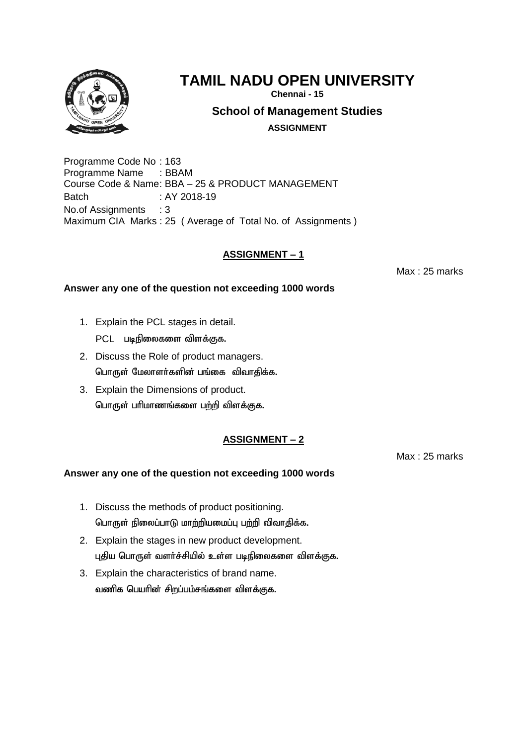# TAMIL NADU OPEN UNIVERSITY

**Chennai - 15**

## School of Management Studies

**ASSIGNMENT**

Programme Code No : 163
Programme Name : BBAM
Course Code & Name: BBA – 25 & PRODUCT MANAGEMENT
Batch : AY 2018-19
No.of Assignments : 3
Maximum CIA Marks : 25 ( Average of Total No. of Assignments )

### ASSIGNMENT – 1

Max : 25 marks

**Answer any one of the question not exceeding 1000 words**

1. Explain the PCL stages in detail.
   PCL படிநிலைகளை விளக்குக.
2. Discuss the Role of product managers.
   பொருள் மேலாளர்களின் பங்கை விவாதிக்க.
3. Explain the Dimensions of product.
   பொருள் பரிமாணங்களை பற்றி விளக்குக.

### ASSIGNMENT – 2

Max : 25 marks

**Answer any one of the question not exceeding 1000 words**

1. Discuss the methods of product positioning.
   பொருள் நிலைப்பாடு மாற்றியமைப்பு பற்றி விவாதிக்க.
2. Explain the stages in new product development.
   புதிய பொருள் வளர்ச்சியில் உள்ள படிநிலைகளை விளக்குக.
3. Explain the characteristics of brand name.
   வணிக பெயரின் சிறப்பம்சங்களை விளக்குக.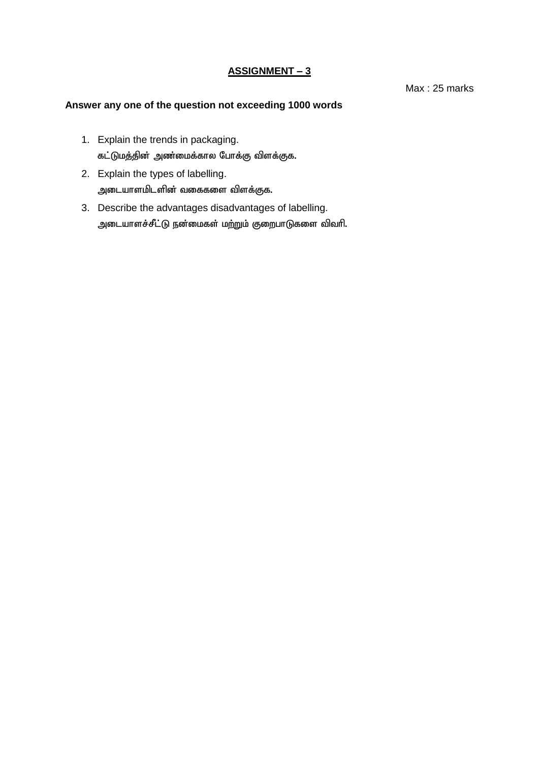## ASSIGNMENT – 3

Max : 25 marks

**Answer any one of the question not exceeding 1000 words**

1. Explain the trends in packaging.
   கட்டுமத்தின் அண்மைக்கால போக்கு விளக்குக.
2. Explain the types of labelling.
   அடையாளமிடளின் வகைகளை விளக்குக.
3. Describe the advantages disadvantages of labelling.
   அடையாளச்சீட்டு நன்மைகள் மற்றும் குறைபாடுகளை விவரி.